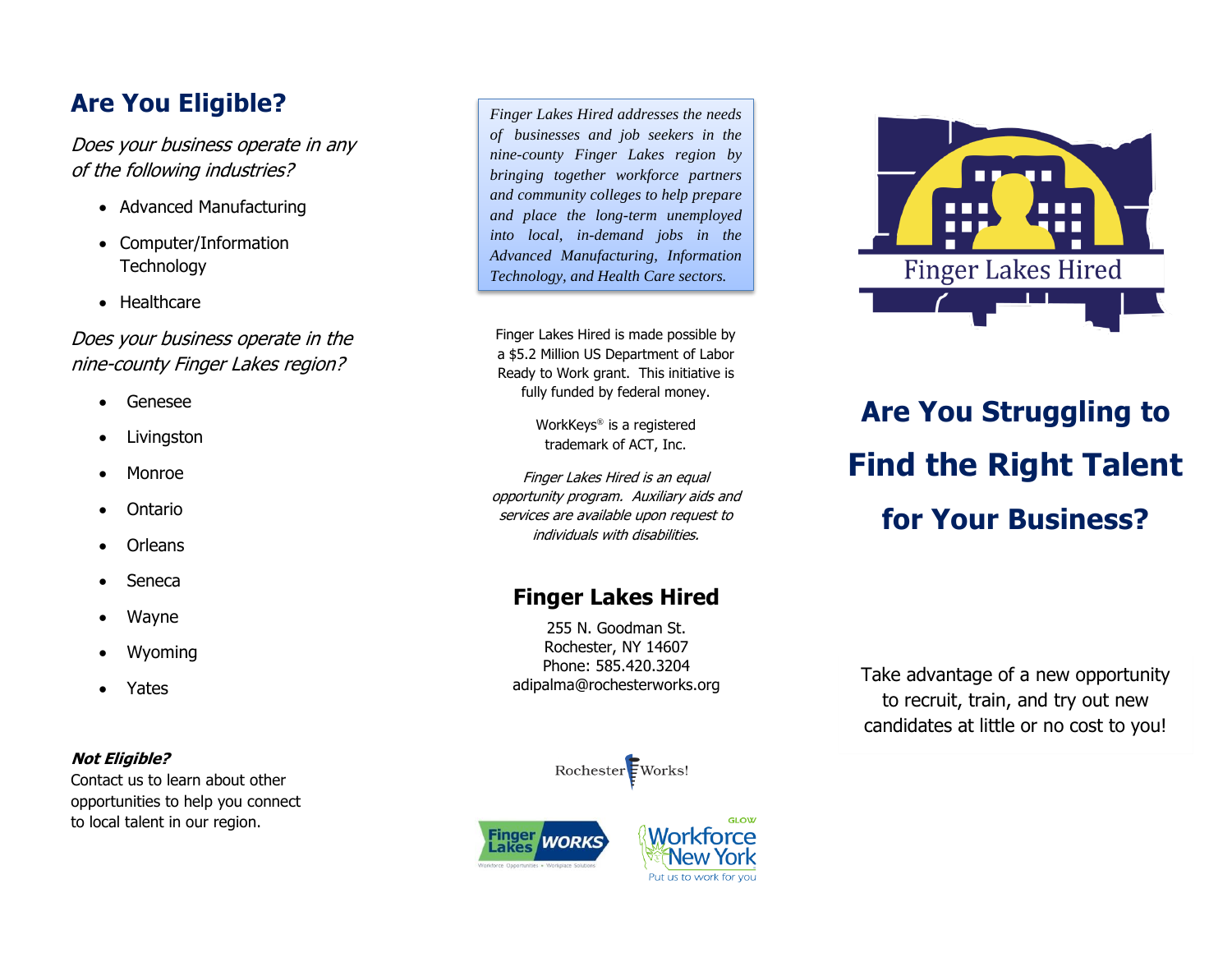## Are You Eligible?

*Does your business operate in any of the following industries?*

- Advanced Manufacturing
- Computer/Information Technology
- Healthcare

*Does your business operate in the nine-county Finger Lakes region?*

- Genesee
- Livingston
- Monroe
- Ontario
- Orleans
- Seneca
- Wayne
- Wyoming
- Yates

***Not Eligible?***
Contact us to learn about other opportunities to help you connect to local talent in our region.

*Finger Lakes Hired addresses the needs of businesses and job seekers in the nine-county Finger Lakes region by bringing together workforce partners and community colleges to help prepare and place the long-term unemployed into local, in-demand jobs in the Advanced Manufacturing, Information Technology, and Health Care sectors.*

Finger Lakes Hired is made possible by a $5.2 Million US Department of Labor Ready to Work grant. This initiative is fully funded by federal money.

WorkKeys® is a registered trademark of ACT, Inc.

*Finger Lakes Hired is an equal opportunity program. Auxiliary aids and services are available upon request to individuals with disabilities.*

### Finger Lakes Hired

255 N. Goodman St.
Rochester, NY 14607
Phone: 585.420.3204
adipalma@rochesterworks.org

RochesterWorks!

Finger Lakes WORKS
Workforce Opportunities • Workplace Solutions

GLOW Workforce New York
Put us to work for you

Finger Lakes Hired

# Are You Struggling to Find the Right Talent for Your Business?

Take advantage of a new opportunity to recruit, train, and try out new candidates at little or no cost to you!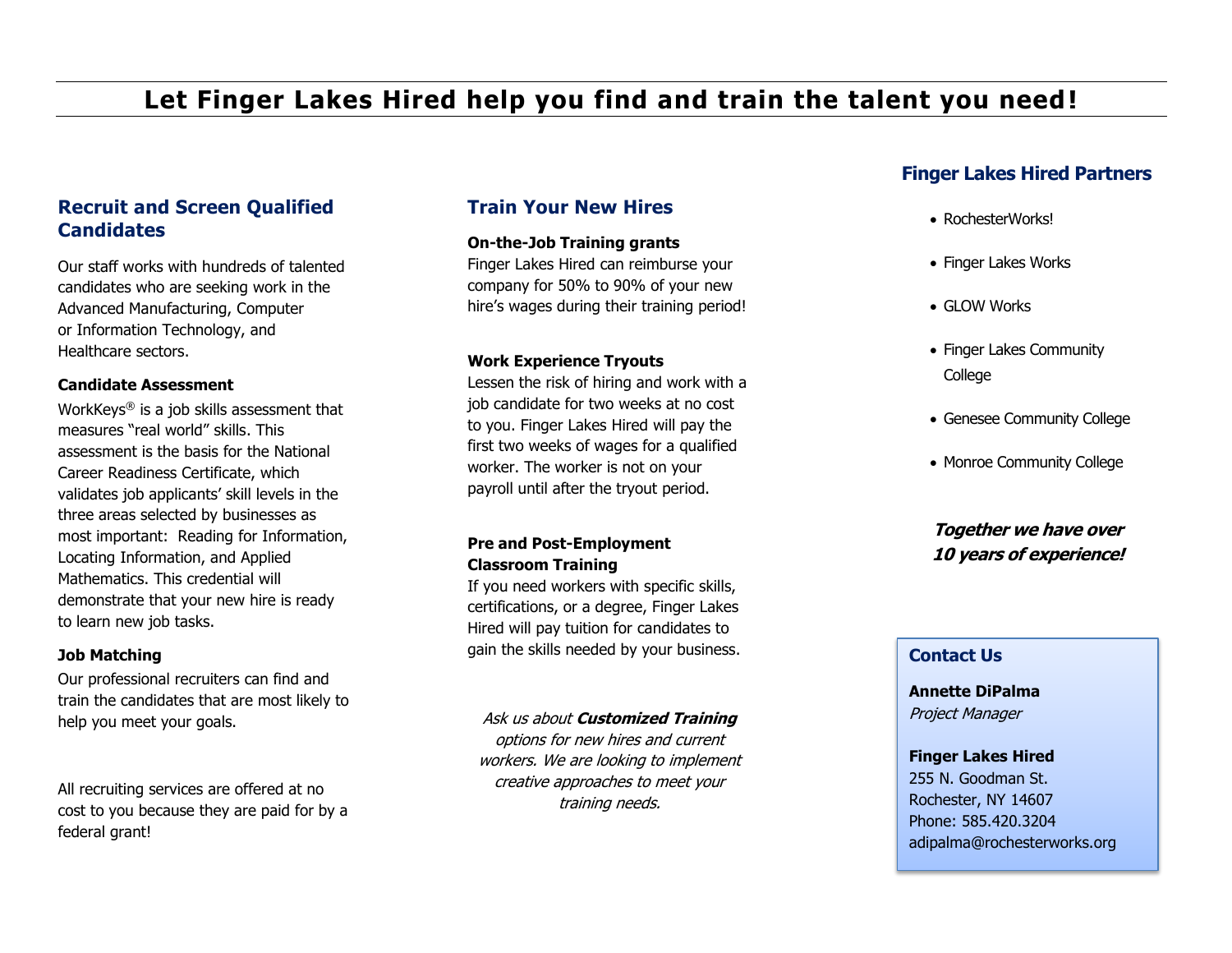# Let Finger Lakes Hired help you find and train the talent you need!

## Recruit and Screen Qualified Candidates

Our staff works with hundreds of talented candidates who are seeking work in the Advanced Manufacturing, Computer or Information Technology, and Healthcare sectors.

**Candidate Assessment**

WorkKeys® is a job skills assessment that measures "real world" skills. This assessment is the basis for the National Career Readiness Certificate, which validates job applicants' skill levels in the three areas selected by businesses as most important: Reading for Information, Locating Information, and Applied Mathematics. This credential will demonstrate that your new hire is ready to learn new job tasks.

**Job Matching**

Our professional recruiters can find and train the candidates that are most likely to help you meet your goals.

All recruiting services are offered at no cost to you because they are paid for by a federal grant!

## Train Your New Hires

**On-the-Job Training grants**

Finger Lakes Hired can reimburse your company for 50% to 90% of your new hire's wages during their training period!

**Work Experience Tryouts**

Lessen the risk of hiring and work with a job candidate for two weeks at no cost to you. Finger Lakes Hired will pay the first two weeks of wages for a qualified worker. The worker is not on your payroll until after the tryout period.

**Pre and Post-Employment Classroom Training**

If you need workers with specific skills, certifications, or a degree, Finger Lakes Hired will pay tuition for candidates to gain the skills needed by your business.

*Ask us about **Customized Training** options for new hires and current workers. We are looking to implement creative approaches to meet your training needs.*

## Finger Lakes Hired Partners

- RochesterWorks!
- Finger Lakes Works
- GLOW Works
- Finger Lakes Community College
- Genesee Community College
- Monroe Community College

***Together we have over 10 years of experience!***

### Contact Us

**Annette DiPalma**
*Project Manager*

**Finger Lakes Hired**
255 N. Goodman St.
Rochester, NY 14607
Phone: 585.420.3204
adipalma@rochesterworks.org